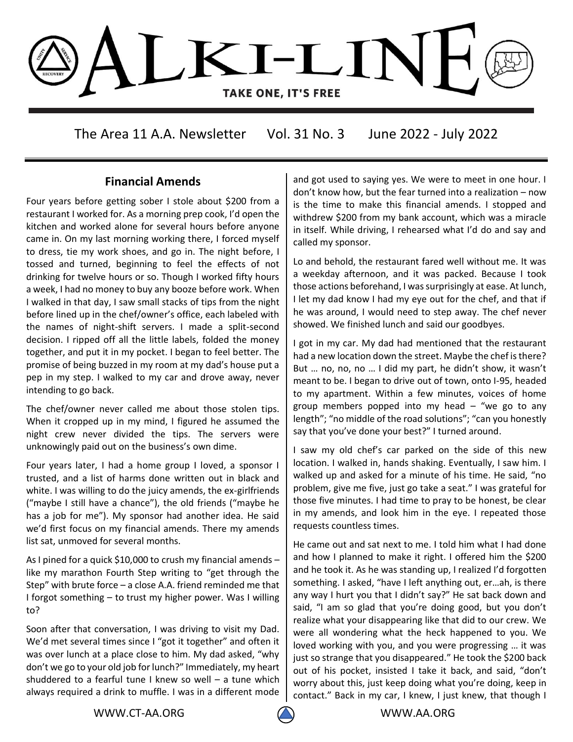# ALKI-LINE

TAKE ONE, IT'S FREE

The Area 11 A.A. Newsletter Vol. 31 No. 3 June 2022 - July 2022

## Financial Amends

Four years before getting sober I stole about $200 from a restaurant I worked for. As a morning prep cook, I'd open the kitchen and worked alone for several hours before anyone came in. On my last morning working there, I forced myself to dress, tie my work shoes, and go in. The night before, I tossed and turned, beginning to feel the effects of not drinking for twelve hours or so. Though I worked fifty hours a week, I had no money to buy any booze before work. When I walked in that day, I saw small stacks of tips from the night before lined up in the chef/owner's office, each labeled with the names of night-shift servers. I made a split-second decision. I ripped off all the little labels, folded the money together, and put it in my pocket. I began to feel better. The promise of being buzzed in my room at my dad's house put a pep in my step. I walked to my car and drove away, never intending to go back.

The chef/owner never called me about those stolen tips. When it cropped up in my mind, I figured he assumed the night crew never divided the tips. The servers were unknowingly paid out on the business's own dime.

Four years later, I had a home group I loved, a sponsor I trusted, and a list of harms done written out in black and white. I was willing to do the juicy amends, the ex-girlfriends ("maybe I still have a chance"), the old friends ("maybe he has a job for me"). My sponsor had another idea. He said we'd first focus on my financial amends. There my amends list sat, unmoved for several months.

As I pined for a quick $10,000 to crush my financial amends – like my marathon Fourth Step writing to "get through the Step" with brute force – a close A.A. friend reminded me that I forgot something – to trust my higher power. Was I willing to?

Soon after that conversation, I was driving to visit my Dad. We'd met several times since I "got it together" and often it was over lunch at a place close to him. My dad asked, "why don't we go to your old job for lunch?" Immediately, my heart shuddered to a fearful tune I knew so well – a tune which always required a drink to muffle. I was in a different mode and got used to saying yes. We were to meet in one hour. I don't know how, but the fear turned into a realization – now is the time to make this financial amends. I stopped and withdrew $200 from my bank account, which was a miracle in itself. While driving, I rehearsed what I'd do and say and called my sponsor.

Lo and behold, the restaurant fared well without me. It was a weekday afternoon, and it was packed. Because I took those actions beforehand, I was surprisingly at ease. At lunch, I let my dad know I had my eye out for the chef, and that if he was around, I would need to step away. The chef never showed. We finished lunch and said our goodbyes.

I got in my car. My dad had mentioned that the restaurant had a new location down the street. Maybe the chef is there? But … no, no, no … I did my part, he didn't show, it wasn't meant to be. I began to drive out of town, onto I-95, headed to my apartment. Within a few minutes, voices of home group members popped into my head – "we go to any length"; "no middle of the road solutions"; "can you honestly say that you've done your best?" I turned around.

I saw my old chef's car parked on the side of this new location. I walked in, hands shaking. Eventually, I saw him. I walked up and asked for a minute of his time. He said, "no problem, give me five, just go take a seat." I was grateful for those five minutes. I had time to pray to be honest, be clear in my amends, and look him in the eye. I repeated those requests countless times.

He came out and sat next to me. I told him what I had done and how I planned to make it right. I offered him the $200 and he took it. As he was standing up, I realized I'd forgotten something. I asked, "have I left anything out, er…ah, is there any way I hurt you that I didn't say?" He sat back down and said, "I am so glad that you're doing good, but you don't realize what your disappearing like that did to our crew. We were all wondering what the heck happened to you. We loved working with you, and you were progressing … it was just so strange that you disappeared." He took the $200 back out of his pocket, insisted I take it back, and said, "don't worry about this, just keep doing what you're doing, keep in contact." Back in my car, I knew, I just knew, that though I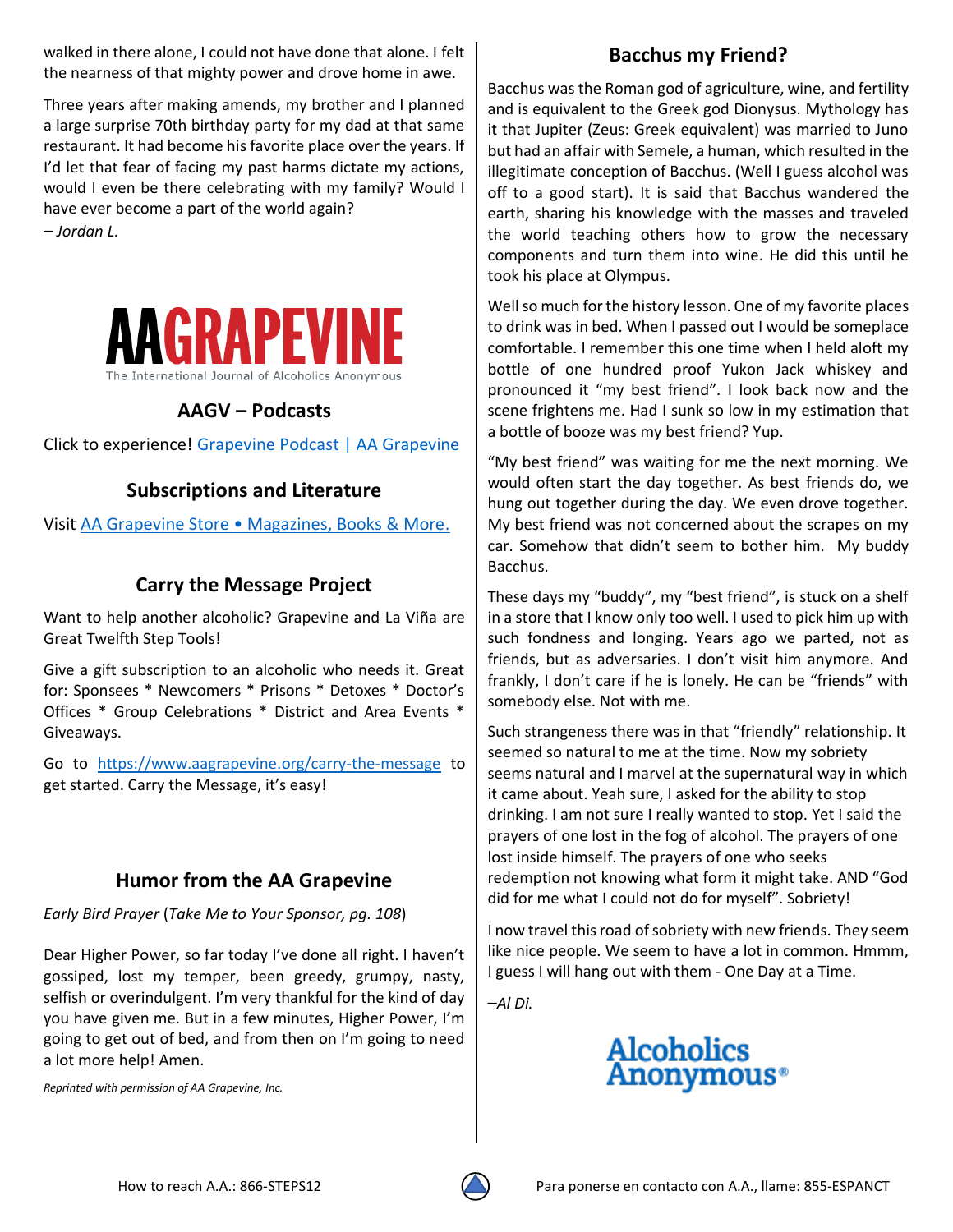walked in there alone, I could not have done that alone. I felt the nearness of that mighty power and drove home in awe.

Three years after making amends, my brother and I planned a large surprise 70th birthday party for my dad at that same restaurant. It had become his favorite place over the years. If I'd let that fear of facing my past harms dictate my actions, would I even be there celebrating with my family? Would I have ever become a part of the world again?

*– Jordan L.*

**AAGRAPEVINE**

The International Journal of Alcoholics Anonymous

## AAGV – Podcasts

Click to experience! [Grapevine Podcast | AA Grapevine]

## Subscriptions and Literature

Visit [AA Grapevine Store • Magazines, Books & More.]

## Carry the Message Project

Want to help another alcoholic? Grapevine and La Viña are Great Twelfth Step Tools!

Give a gift subscription to an alcoholic who needs it. Great for: Sponsees * Newcomers * Prisons * Detoxes * Doctor's Offices * Group Celebrations * District and Area Events * Giveaways.

Go to https://www.aagrapevine.org/carry-the-message to get started. Carry the Message, it's easy!

## Humor from the AA Grapevine

*Early Bird Prayer* (*Take Me to Your Sponsor, pg. 108*)

Dear Higher Power, so far today I've done all right. I haven't gossiped, lost my temper, been greedy, grumpy, nasty, selfish or overindulgent. I'm very thankful for the kind of day you have given me. But in a few minutes, Higher Power, I'm going to get out of bed, and from then on I'm going to need a lot more help! Amen.

*Reprinted with permission of AA Grapevine, Inc.*

## Bacchus my Friend?

Bacchus was the Roman god of agriculture, wine, and fertility and is equivalent to the Greek god Dionysus. Mythology has it that Jupiter (Zeus: Greek equivalent) was married to Juno but had an affair with Semele, a human, which resulted in the illegitimate conception of Bacchus. (Well I guess alcohol was off to a good start). It is said that Bacchus wandered the earth, sharing his knowledge with the masses and traveled the world teaching others how to grow the necessary components and turn them into wine. He did this until he took his place at Olympus.

Well so much for the history lesson. One of my favorite places to drink was in bed. When I passed out I would be someplace comfortable. I remember this one time when I held aloft my bottle of one hundred proof Yukon Jack whiskey and pronounced it "my best friend". I look back now and the scene frightens me. Had I sunk so low in my estimation that a bottle of booze was my best friend? Yup.

"My best friend" was waiting for me the next morning. We would often start the day together. As best friends do, we hung out together during the day. We even drove together. My best friend was not concerned about the scrapes on my car. Somehow that didn't seem to bother him. My buddy Bacchus.

These days my "buddy", my "best friend", is stuck on a shelf in a store that I know only too well. I used to pick him up with such fondness and longing. Years ago we parted, not as friends, but as adversaries. I don't visit him anymore. And frankly, I don't care if he is lonely. He can be "friends" with somebody else. Not with me.

Such strangeness there was in that "friendly" relationship. It seemed so natural to me at the time. Now my sobriety seems natural and I marvel at the supernatural way in which it came about. Yeah sure, I asked for the ability to stop drinking. I am not sure I really wanted to stop. Yet I said the prayers of one lost in the fog of alcohol. The prayers of one lost inside himself. The prayers of one who seeks redemption not knowing what form it might take. AND "God did for me what I could not do for myself". Sobriety!

I now travel this road of sobriety with new friends. They seem like nice people. We seem to have a lot in common. Hmmm, I guess I will hang out with them - One Day at a Time.

*–Al Di.*

Alcoholics Anonymous®

How to reach A.A.: 866-STEPS12

Para ponerse en contacto con A.A., llame: 855-ESPANCT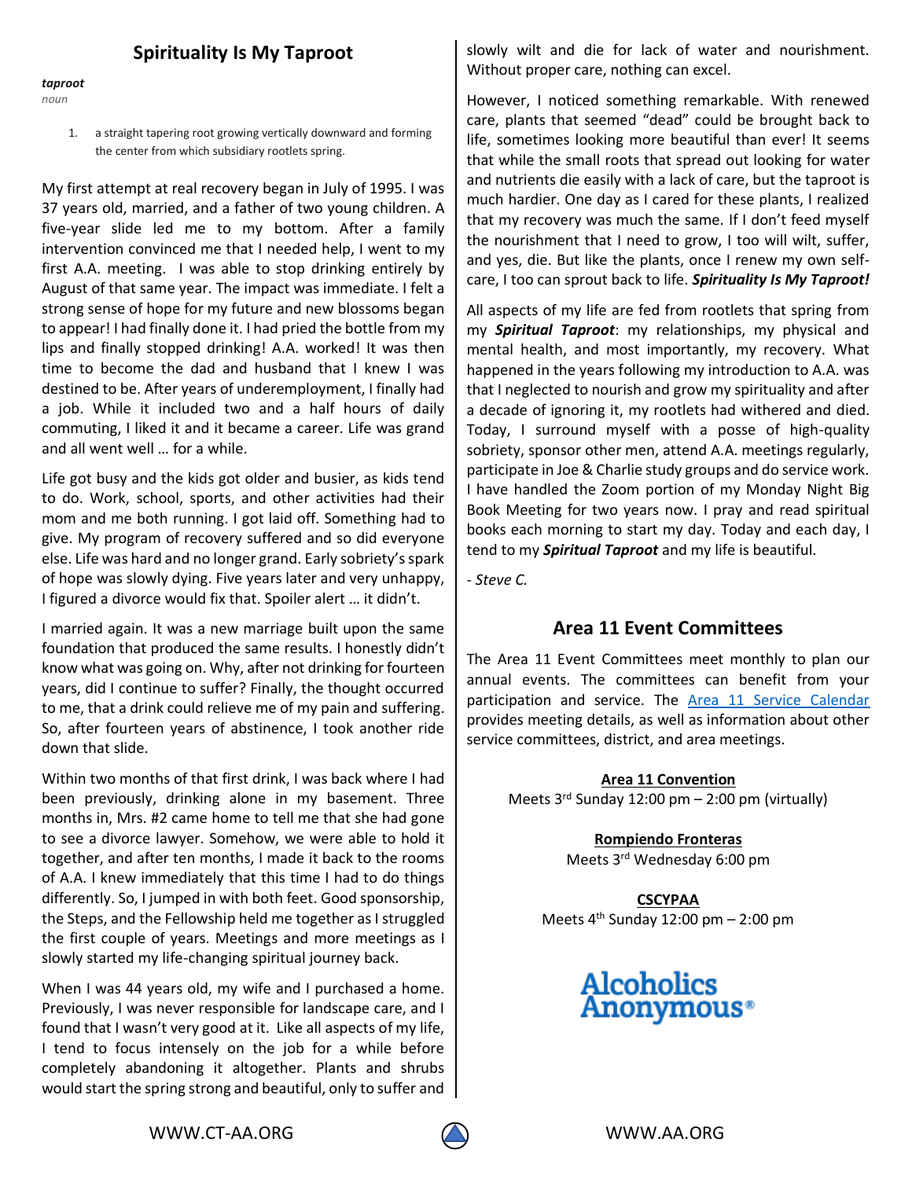## Spirituality Is My Taproot

***taproot***
*noun*

1. a straight tapering root growing vertically downward and forming the center from which subsidiary rootlets spring.

My first attempt at real recovery began in July of 1995. I was 37 years old, married, and a father of two young children. A five-year slide led me to my bottom. After a family intervention convinced me that I needed help, I went to my first A.A. meeting. I was able to stop drinking entirely by August of that same year. The impact was immediate. I felt a strong sense of hope for my future and new blossoms began to appear! I had finally done it. I had pried the bottle from my lips and finally stopped drinking! A.A. worked! It was then time to become the dad and husband that I knew I was destined to be. After years of underemployment, I finally had a job. While it included two and a half hours of daily commuting, I liked it and it became a career. Life was grand and all went well … for a while.

Life got busy and the kids got older and busier, as kids tend to do. Work, school, sports, and other activities had their mom and me both running. I got laid off. Something had to give. My program of recovery suffered and so did everyone else. Life was hard and no longer grand. Early sobriety's spark of hope was slowly dying. Five years later and very unhappy, I figured a divorce would fix that. Spoiler alert … it didn't.

I married again. It was a new marriage built upon the same foundation that produced the same results. I honestly didn't know what was going on. Why, after not drinking for fourteen years, did I continue to suffer? Finally, the thought occurred to me, that a drink could relieve me of my pain and suffering. So, after fourteen years of abstinence, I took another ride down that slide.

Within two months of that first drink, I was back where I had been previously, drinking alone in my basement. Three months in, Mrs. #2 came home to tell me that she had gone to see a divorce lawyer. Somehow, we were able to hold it together, and after ten months, I made it back to the rooms of A.A. I knew immediately that this time I had to do things differently. So, I jumped in with both feet. Good sponsorship, the Steps, and the Fellowship held me together as I struggled the first couple of years. Meetings and more meetings as I slowly started my life-changing spiritual journey back.

When I was 44 years old, my wife and I purchased a home. Previously, I was never responsible for landscape care, and I found that I wasn't very good at it. Like all aspects of my life, I tend to focus intensely on the job for a while before completely abandoning it altogether. Plants and shrubs would start the spring strong and beautiful, only to suffer and slowly wilt and die for lack of water and nourishment. Without proper care, nothing can excel.

However, I noticed something remarkable. With renewed care, plants that seemed "dead" could be brought back to life, sometimes looking more beautiful than ever! It seems that while the small roots that spread out looking for water and nutrients die easily with a lack of care, the taproot is much hardier. One day as I cared for these plants, I realized that my recovery was much the same. If I don't feed myself the nourishment that I need to grow, I too will wilt, suffer, and yes, die. But like the plants, once I renew my own self-care, I too can sprout back to life. ***Spirituality Is My Taproot!***

All aspects of my life are fed from rootlets that spring from my ***Spiritual Taproot***: my relationships, my physical and mental health, and most importantly, my recovery. What happened in the years following my introduction to A.A. was that I neglected to nourish and grow my spirituality and after a decade of ignoring it, my rootlets had withered and died. Today, I surround myself with a posse of high-quality sobriety, sponsor other men, attend A.A. meetings regularly, participate in Joe & Charlie study groups and do service work. I have handled the Zoom portion of my Monday Night Big Book Meeting for two years now. I pray and read spiritual books each morning to start my day. Today and each day, I tend to my ***Spiritual Taproot*** and my life is beautiful.

*- Steve C.*

## Area 11 Event Committees

The Area 11 Event Committees meet monthly to plan our annual events. The committees can benefit from your participation and service. The Area 11 Service Calendar provides meeting details, as well as information about other service committees, district, and area meetings.

**Area 11 Convention**
Meets 3rd Sunday 12:00 pm – 2:00 pm (virtually)

**Rompiendo Fronteras**
Meets 3rd Wednesday 6:00 pm

**CSCYPAA**
Meets 4th Sunday 12:00 pm – 2:00 pm

Alcoholics Anonymous®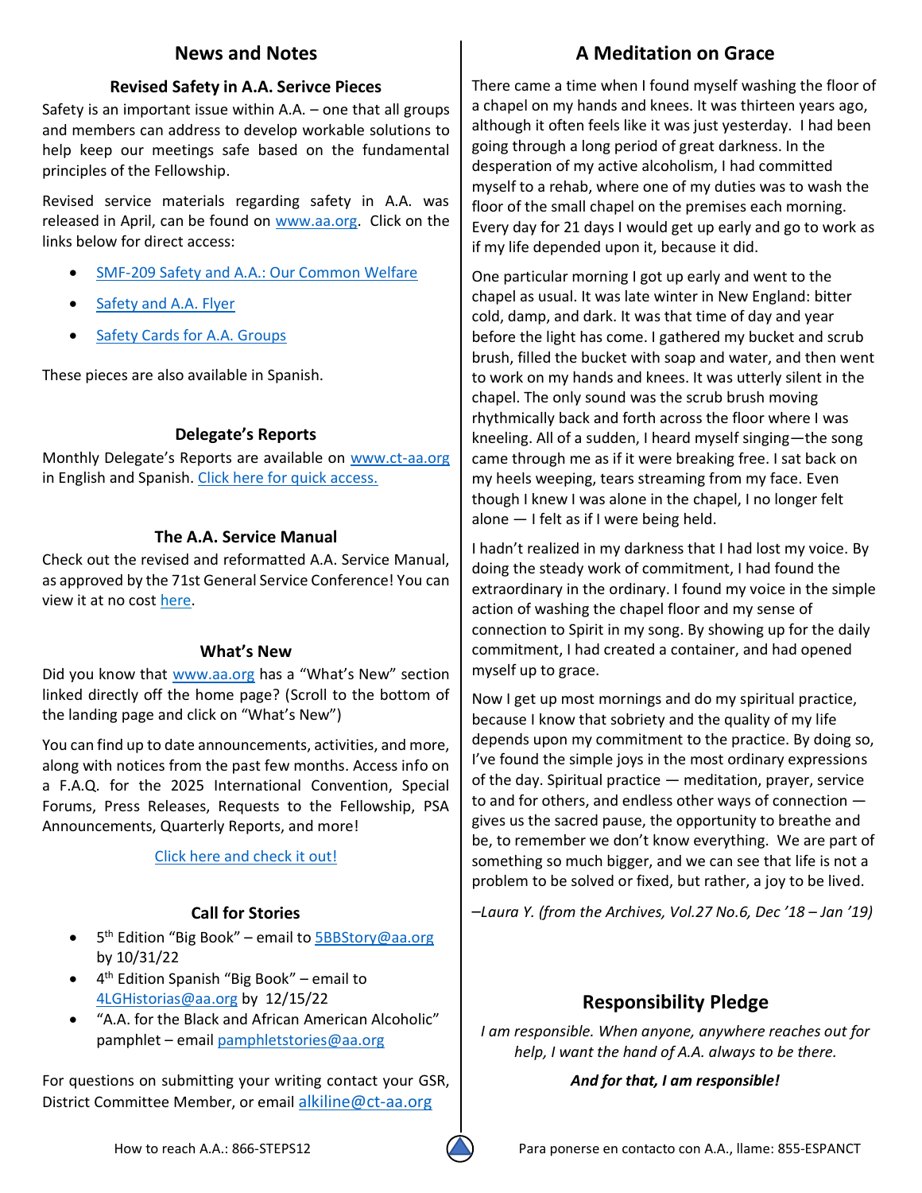## News and Notes

### Revised Safety in A.A. Serivce Pieces

Safety is an important issue within A.A. – one that all groups and members can address to develop workable solutions to help keep our meetings safe based on the fundamental principles of the Fellowship.

Revised service materials regarding safety in A.A. was released in April, can be found on www.aa.org. Click on the links below for direct access:

- SMF-209 Safety and A.A.: Our Common Welfare
- Safety and A.A. Flyer
- Safety Cards for A.A. Groups

These pieces are also available in Spanish.

### Delegate's Reports

Monthly Delegate's Reports are available on www.ct-aa.org in English and Spanish. Click here for quick access.

### The A.A. Service Manual

Check out the revised and reformatted A.A. Service Manual, as approved by the 71st General Service Conference! You can view it at no cost here.

### What's New

Did you know that www.aa.org has a "What's New" section linked directly off the home page? (Scroll to the bottom of the landing page and click on "What's New")

You can find up to date announcements, activities, and more, along with notices from the past few months. Access info on a F.A.Q. for the 2025 International Convention, Special Forums, Press Releases, Requests to the Fellowship, PSA Announcements, Quarterly Reports, and more!

Click here and check it out!

### Call for Stories

- 5th Edition "Big Book" – email to 5BBStory@aa.org by 10/31/22
- 4th Edition Spanish "Big Book" – email to 4LGHistorias@aa.org by 12/15/22
- "A.A. for the Black and African American Alcoholic" pamphlet – email pamphletstories@aa.org

For questions on submitting your writing contact your GSR, District Committee Member, or email alkiline@ct-aa.org

## A Meditation on Grace

There came a time when I found myself washing the floor of a chapel on my hands and knees. It was thirteen years ago, although it often feels like it was just yesterday. I had been going through a long period of great darkness. In the desperation of my active alcoholism, I had committed myself to a rehab, where one of my duties was to wash the floor of the small chapel on the premises each morning. Every day for 21 days I would get up early and go to work as if my life depended upon it, because it did.

One particular morning I got up early and went to the chapel as usual. It was late winter in New England: bitter cold, damp, and dark. It was that time of day and year before the light has come. I gathered my bucket and scrub brush, filled the bucket with soap and water, and then went to work on my hands and knees. It was utterly silent in the chapel. The only sound was the scrub brush moving rhythmically back and forth across the floor where I was kneeling. All of a sudden, I heard myself singing—the song came through me as if it were breaking free. I sat back on my heels weeping, tears streaming from my face. Even though I knew I was alone in the chapel, I no longer felt alone — I felt as if I were being held.

I hadn't realized in my darkness that I had lost my voice. By doing the steady work of commitment, I had found the extraordinary in the ordinary. I found my voice in the simple action of washing the chapel floor and my sense of connection to Spirit in my song. By showing up for the daily commitment, I had created a container, and had opened myself up to grace.

Now I get up most mornings and do my spiritual practice, because I know that sobriety and the quality of my life depends upon my commitment to the practice. By doing so, I've found the simple joys in the most ordinary expressions of the day. Spiritual practice — meditation, prayer, service to and for others, and endless other ways of connection — gives us the sacred pause, the opportunity to breathe and be, to remember we don't know everything. We are part of something so much bigger, and we can see that life is not a problem to be solved or fixed, but rather, a joy to be lived.

*–Laura Y. (from the Archives, Vol.27 No.6, Dec '18 – Jan '19)*

## Responsibility Pledge

*I am responsible. When anyone, anywhere reaches out for help, I want the hand of A.A. always to be there.*

***And for that, I am responsible!***

How to reach A.A.: 866-STEPS12

Para ponerse en contacto con A.A., llame: 855-ESPANCT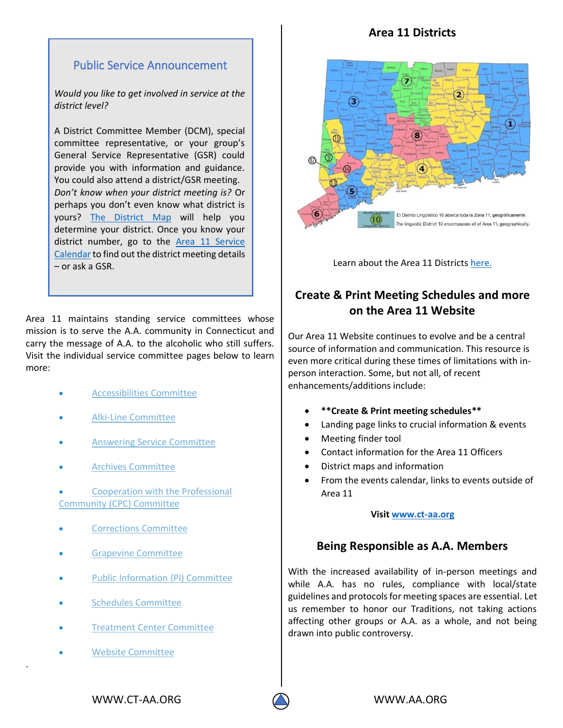## Public Service Announcement

*Would you like to get involved in service at the district level?*

A District Committee Member (DCM), special committee representative, or your group's General Service Representative (GSR) could provide you with information and guidance. You could also attend a district/GSR meeting. *Don't know when your district meeting is?* Or perhaps you don't even know what district is yours? The District Map will help you determine your district. Once you know your district number, go to the Area 11 Service Calendar to find out the district meeting details – or ask a GSR.

Area 11 maintains standing service committees whose mission is to serve the A.A. community in Connecticut and carry the message of A.A. to the alcoholic who still suffers. Visit the individual service committee pages below to learn more:

- Accessibilities Committee
- Alki-Line Committee
- Answering Service Committee
- Archives Committee
- Cooperation with the Professional Community (CPC) Committee
- Corrections Committee
- Grapevine Committee
- Public Information (PI) Committee
- Schedules Committee
- Treatment Center Committee
- Website Committee

## Area 11 Districts

El Distrito Lingüístico 10 abarca toda la Zona 11, geográficamente.
The linguistic District 10 encompasses all of Area 11, geographically.

Learn about the Area 11 Districts here.

## Create & Print Meeting Schedules and more on the Area 11 Website

Our Area 11 Website continues to evolve and be a central source of information and communication. This resource is even more critical during these times of limitations with in-person interaction. Some, but not all, of recent enhancements/additions include:

- **\*\*Create & Print meeting schedules\*\***
- Landing page links to crucial information & events
- Meeting finder tool
- Contact information for the Area 11 Officers
- District maps and information
- From the events calendar, links to events outside of Area 11

**Visit www.ct-aa.org**

## Being Responsible as A.A. Members

With the increased availability of in-person meetings and while A.A. has no rules, compliance with local/state guidelines and protocols for meeting spaces are essential. Let us remember to honor our Traditions, not taking actions affecting other groups or A.A. as a whole, and not being drawn into public controversy.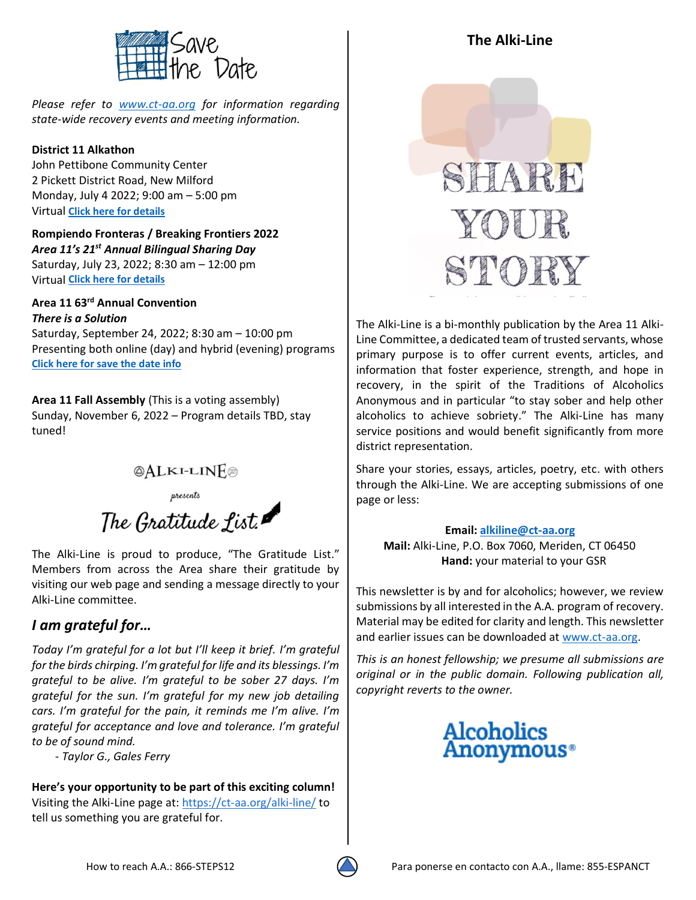## Save the Date

*Please refer to www.ct-aa.org for information regarding state-wide recovery events and meeting information.*

**District 11 Alkathon**
John Pettibone Community Center
2 Pickett District Road, New Milford
Monday, July 4 2022; 9:00 am – 5:00 pm
Virtual **Click here for details**

**Rompiendo Fronteras / Breaking Frontiers 2022**
***Area 11's 21st Annual Bilingual Sharing Day***
Saturday, July 23, 2022; 8:30 am – 12:00 pm
Virtual **Click here for details**

**Area 11 63rd Annual Convention**
***There is a Solution***
Saturday, September 24, 2022; 8:30 am – 10:00 pm
Presenting both online (day) and hybrid (evening) programs
**Click here for save the date info**

**Area 11 Fall Assembly** (This is a voting assembly)
Sunday, November 6, 2022 – Program details TBD, stay tuned!

ALKI-LINE

presents

## The Gratitude List

The Alki-Line is proud to produce, "The Gratitude List." Members from across the Area share their gratitude by visiting our web page and sending a message directly to your Alki-Line committee.

### *I am grateful for…*

*Today I'm grateful for a lot but I'll keep it brief. I'm grateful for the birds chirping. I'm grateful for life and its blessings. I'm grateful to be alive. I'm grateful to be sober 27 days. I'm grateful for the sun. I'm grateful for my new job detailing cars. I'm grateful for the pain, it reminds me I'm alive. I'm grateful for acceptance and love and tolerance. I'm grateful to be of sound mind.*

*- Taylor G., Gales Ferry*

**Here's your opportunity to be part of this exciting column!**
Visiting the Alki-Line page at: https://ct-aa.org/alki-line/ to tell us something you are grateful for.

## The Alki-Line

SHARE YOUR STORY

The Alki-Line is a bi-monthly publication by the Area 11 Alki-Line Committee, a dedicated team of trusted servants, whose primary purpose is to offer current events, articles, and information that foster experience, strength, and hope in recovery, in the spirit of the Traditions of Alcoholics Anonymous and in particular "to stay sober and help other alcoholics to achieve sobriety." The Alki-Line has many service positions and would benefit significantly from more district representation.

Share your stories, essays, articles, poetry, etc. with others through the Alki-Line. We are accepting submissions of one page or less:

**Email:** **alkiline@ct-aa.org**
**Mail:** Alki-Line, P.O. Box 7060, Meriden, CT 06450
**Hand:** your material to your GSR

This newsletter is by and for alcoholics; however, we review submissions by all interested in the A.A. program of recovery. Material may be edited for clarity and length. This newsletter and earlier issues can be downloaded at www.ct-aa.org.

*This is an honest fellowship; we presume all submissions are original or in the public domain. Following publication all, copyright reverts to the owner.*

Alcoholics Anonymous®

How to reach A.A.: 866-STEPS12

Para ponerse en contacto con A.A., llame: 855-ESPANCT